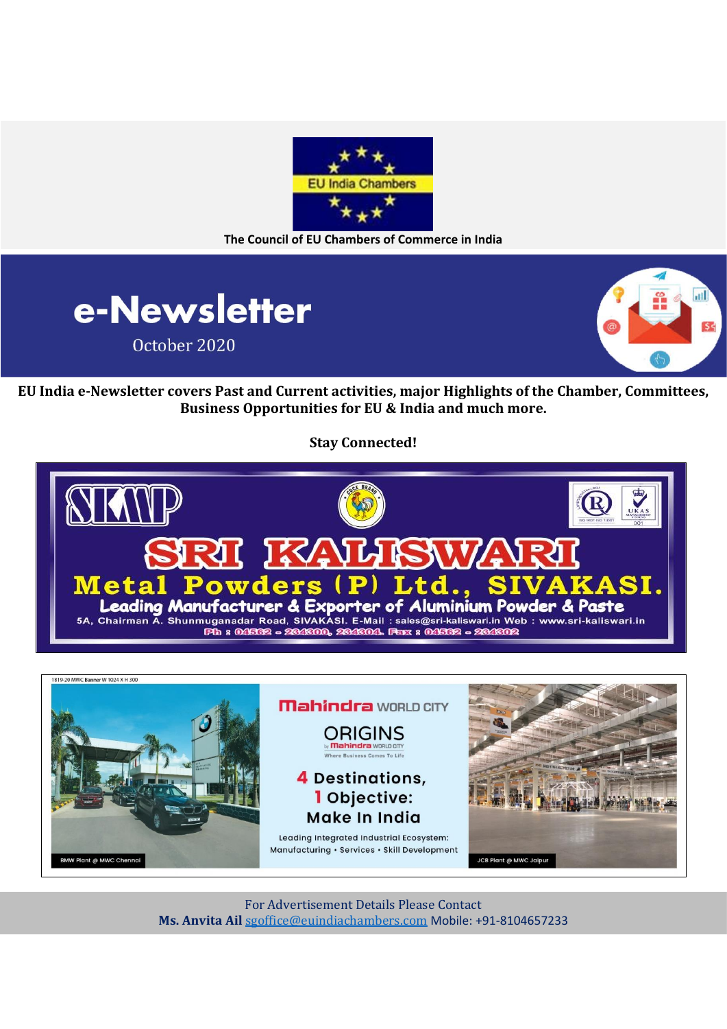EU India Chambers

The Council of EU Chambers of Commerce in India

# e-Newsletter

October 2020

**EU India e-Newsletter covers Past and Current activities, major Highlights of the Chamber, Committees, Business Opportunities for EU & India and much more.**

**Stay Connected!**

SKMP

**SRI KALISWARI Metal Powders (P) Ltd., SIVAKASI.**

**Leading Manufacturer & Exporter of Aluminium Powder & Paste**

5A, Chairman A. Shunmuganadar Road, SIVAKASI. E-Mail : sales@sri-kaliswari.in Web : www.sri-kaliswari.in

Ph : 04562 - 234300, 234304. Fax : 04562 - 234302

1819-20 MWC Banner W 1024 X H 300

BMW Plant @ MWC Chennai

**Mahindra WORLD CITY**

ORIGINS by Mahindra WORLD CITY

Where Business Comes To Life

**4 Destinations, 1 Objective: Make In India**

Leading Integrated Industrial Ecosystem: Manufacturing • Services • Skill Development

JCB Plant @ MWC Jaipur

For Advertisement Details Please Contact

**Ms. Anvita Ail** sgoffice@euindiachambers.com Mobile: +91-8104657233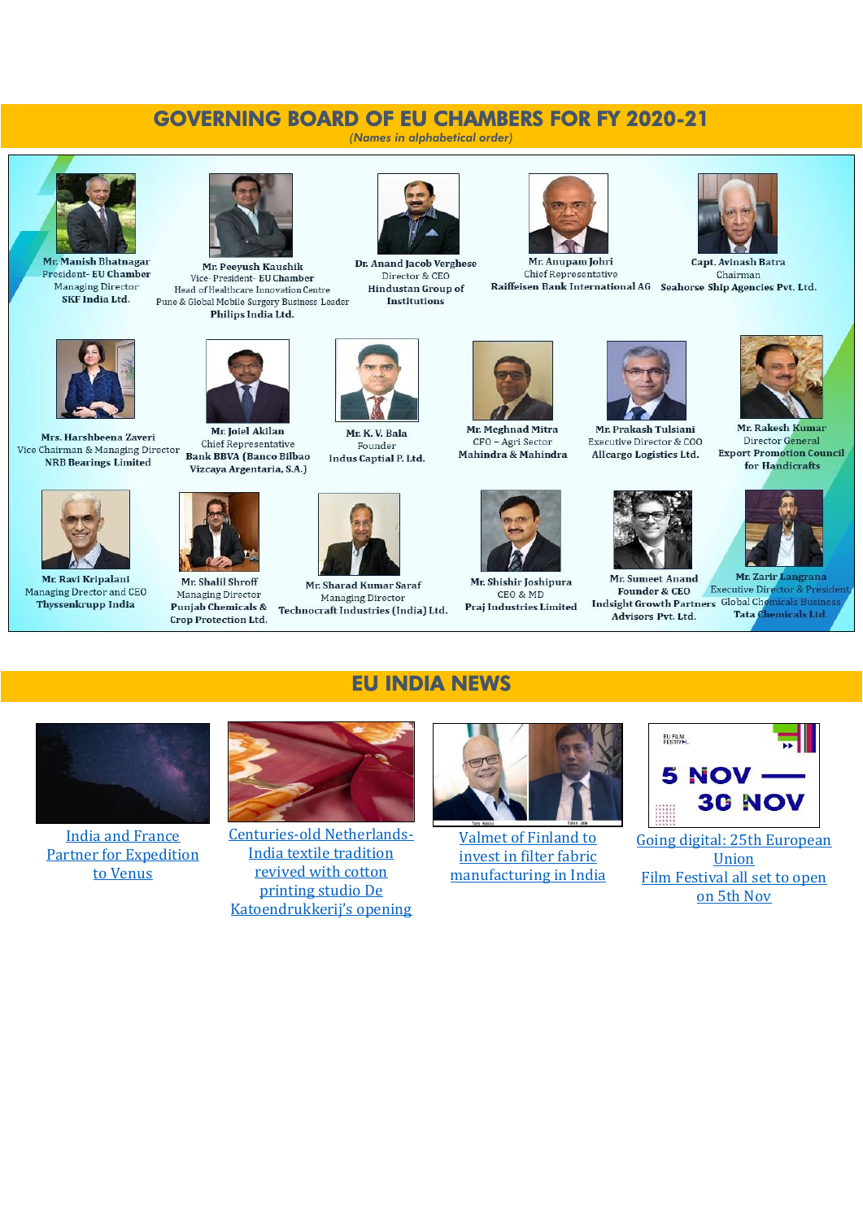## GOVERNING BOARD OF EU CHAMBERS FOR FY 2020-21

*(Names in alphabetical order)*

**Mr. Manish Bhatnagar**
President- EU Chamber
Managing Director
**SKF India Ltd.**

**Mr. Peeyush Kaushik**
Vice- President- EU Chamber
Head of Healthcare Innovation Centre
Pune & Global Mobile Surgery Business Leader
**Philips India Ltd.**

**Dr. Anand Jacob Verghese**
Director & CEO
**Hindustan Group of Institutions**

**Mr. Anupam Johri**
Chief Representative
**Raiffeisen Bank International AG**

**Capt. Avinash Batra**
Chairman
**Seahorse Ship Agencies Pvt. Ltd.**

**Mrs. Harshbeena Zaveri**
Vice Chairman & Managing Director
**NRB Bearings Limited**

**Mr. Joiel Akilan**
Chief Representative
**Bank BBVA (Banco Bilbao Vizcaya Argentaria, S.A.)**

**Mr. K. V. Bala**
Founder
**Indus Captial P. Ltd.**

**Mr. Meghnad Mitra**
CFO – Agri Sector
**Mahindra & Mahindra**

**Mr. Prakash Tulsiani**
Executive Director & COO
**Allcargo Logistics Ltd.**

**Mr. Rakesh Kumar**
Director General
**Export Promotion Council for Handicrafts**

**Mr. Ravi Kripalani**
Managing Director and CEO
**Thyssenkrupp India**

**Mr. Shalil Shroff**
Managing Director
**Punjab Chemicals & Crop Protection Ltd.**

**Mr. Sharad Kumar Saraf**
Managing Director
**Technocraft Industries (India) Ltd.**

**Mr. Shishir Joshipura**
CEO & MD
**Praj Industries Limited**

**Mr. Sumeet Anand**
Founder & CEO
**Indsight Growth Partners Advisors Pvt. Ltd.**

**Mr. Zarir Langrana**
Executive Director & President
Global Chemicals Business
**Tata Chemicals Ltd.**

## EU INDIA NEWS

[India and France Partner for Expedition to Venus]

[Centuries-old Netherlands-India textile tradition revived with cotton printing studio De Katoendrukkerij's opening]

[Valmet of Finland to invest in filter fabric manufacturing in India]

[Going digital: 25th European Union Film Festival all set to open on 5th Nov]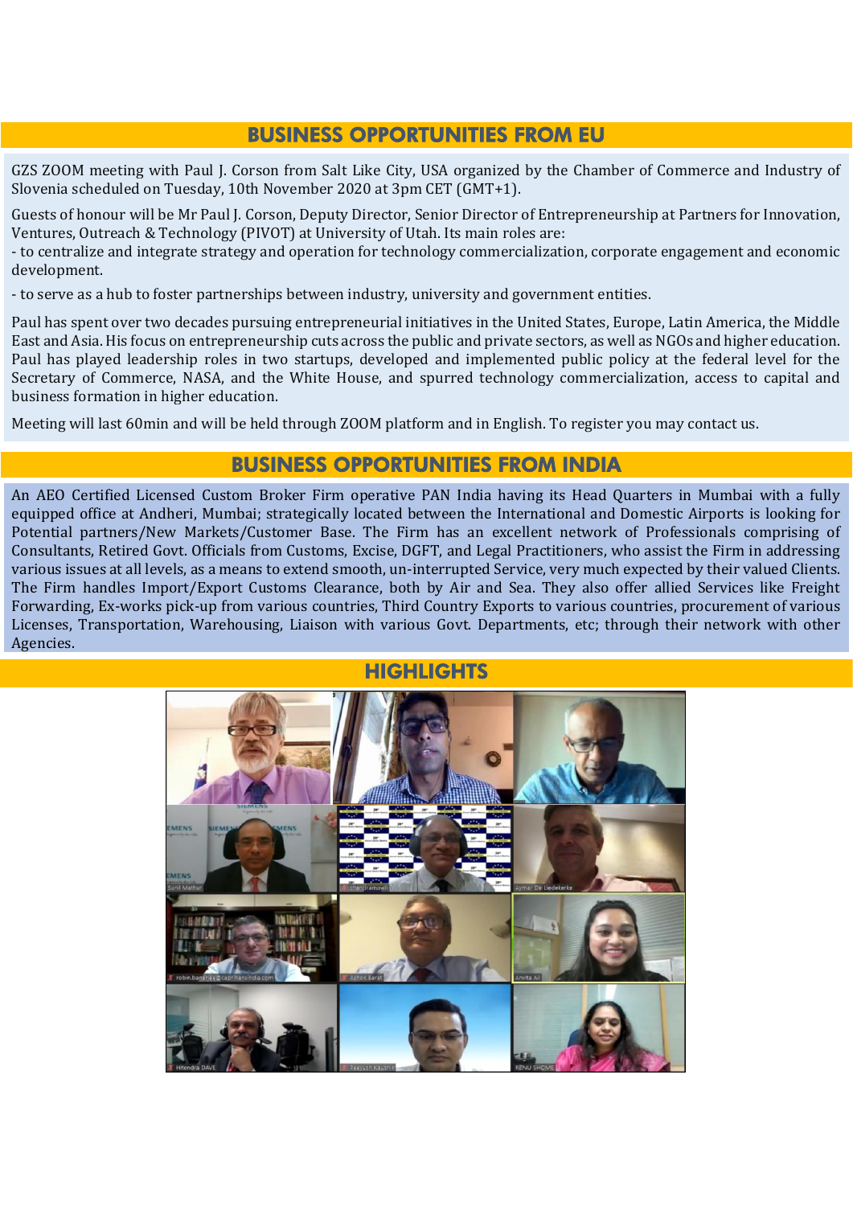## BUSINESS OPPORTUNITIES FROM EU

GZS ZOOM meeting with Paul J. Corson from Salt Like City, USA organized by the Chamber of Commerce and Industry of Slovenia scheduled on Tuesday, 10th November 2020 at 3pm CET (GMT+1).

Guests of honour will be Mr Paul J. Corson, Deputy Director, Senior Director of Entrepreneurship at Partners for Innovation, Ventures, Outreach & Technology (PIVOT) at University of Utah. Its main roles are:
- to centralize and integrate strategy and operation for technology commercialization, corporate engagement and economic development.

- to serve as a hub to foster partnerships between industry, university and government entities.

Paul has spent over two decades pursuing entrepreneurial initiatives in the United States, Europe, Latin America, the Middle East and Asia. His focus on entrepreneurship cuts across the public and private sectors, as well as NGOs and higher education. Paul has played leadership roles in two startups, developed and implemented public policy at the federal level for the Secretary of Commerce, NASA, and the White House, and spurred technology commercialization, access to capital and business formation in higher education.

Meeting will last 60min and will be held through ZOOM platform and in English. To register you may contact us.

## BUSINESS OPPORTUNITIES FROM INDIA

An AEO Certified Licensed Custom Broker Firm operative PAN India having its Head Quarters in Mumbai with a fully equipped office at Andheri, Mumbai; strategically located between the International and Domestic Airports is looking for Potential partners/New Markets/Customer Base. The Firm has an excellent network of Professionals comprising of Consultants, Retired Govt. Officials from Customs, Excise, DGFT, and Legal Practitioners, who assist the Firm in addressing various issues at all levels, as a means to extend smooth, un-interrupted Service, very much expected by their valued Clients. The Firm handles Import/Export Customs Clearance, both by Air and Sea. They also offer allied Services like Freight Forwarding, Ex-works pick-up from various countries, Third Country Exports to various countries, procurement of various Licenses, Transportation, Warehousing, Liaison with various Govt. Departments, etc; through their network with other Agencies.

## HIGHLIGHTS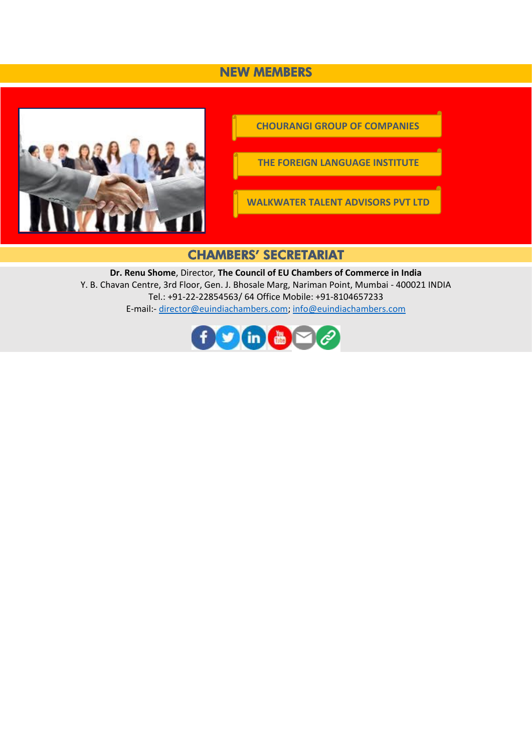## NEW MEMBERS

CHOURANGI GROUP OF COMPANIES

THE FOREIGN LANGUAGE INSTITUTE

WALKWATER TALENT ADVISORS PVT LTD

## CHAMBERS' SECRETARIAT

**Dr. Renu Shome**, Director, **The Council of EU Chambers of Commerce in India**
Y. B. Chavan Centre, 3rd Floor, Gen. J. Bhosale Marg, Nariman Point, Mumbai - 400021 INDIA
Tel.: +91-22-22854563/ 64 Office Mobile: +91-8104657233
E-mail:- director@euindiachambers.com; info@euindiachambers.com